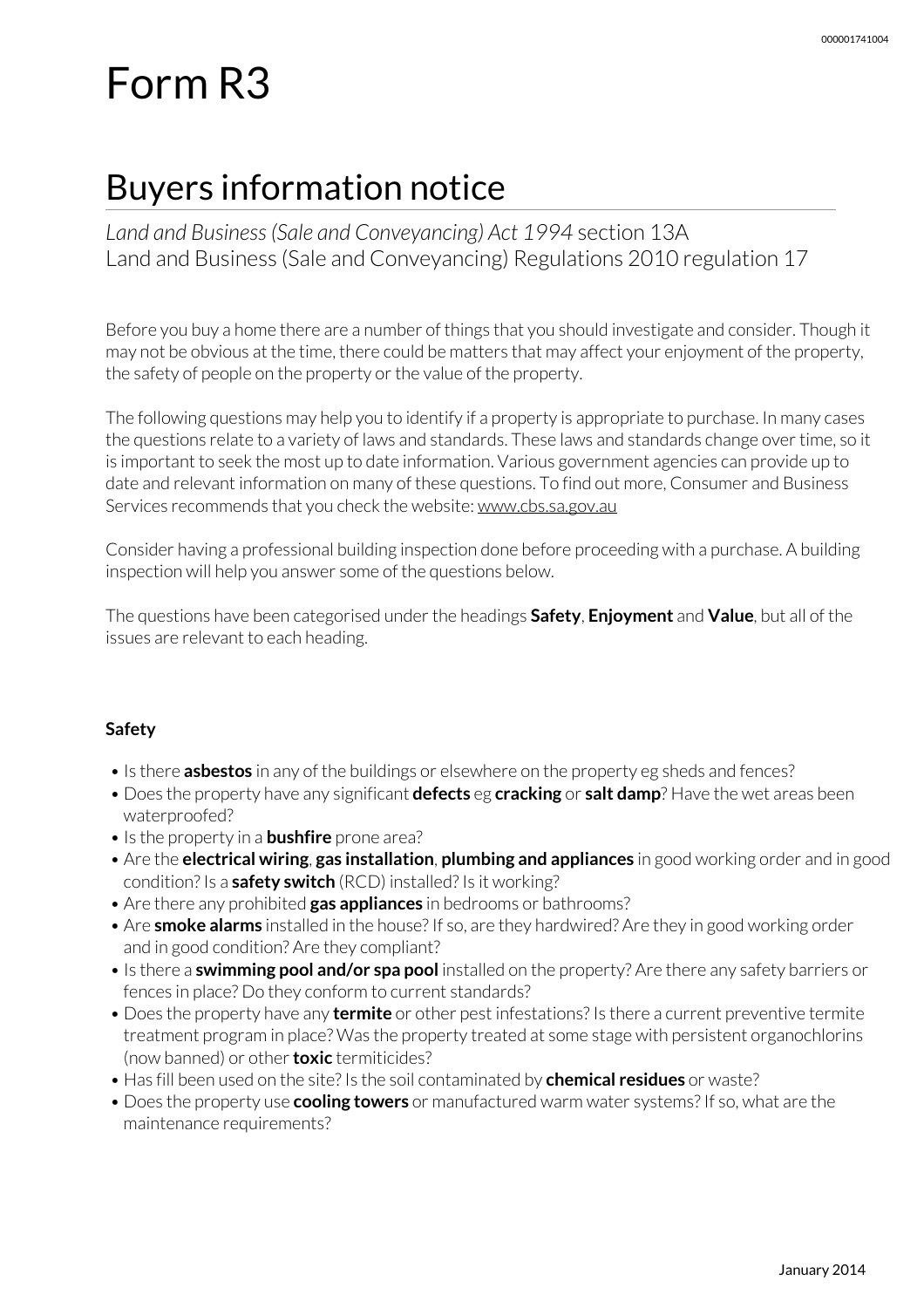# Form R3

## Buyers information notice

*Land and Business (Sale and Conveyancing) Act 1994* section 13A
Land and Business (Sale and Conveyancing) Regulations 2010 regulation 17

Before you buy a home there are a number of things that you should investigate and consider. Though it may not be obvious at the time, there could be matters that may affect your enjoyment of the property, the safety of people on the property or the value of the property.

The following questions may help you to identify if a property is appropriate to purchase. In many cases the questions relate to a variety of laws and standards. These laws and standards change over time, so it is important to seek the most up to date information. Various government agencies can provide up to date and relevant information on many of these questions. To find out more, Consumer and Business Services recommends that you check the website: www.cbs.sa.gov.au

Consider having a professional building inspection done before proceeding with a purchase. A building inspection will help you answer some of the questions below.

The questions have been categorised under the headings **Safety**, **Enjoyment** and **Value**, but all of the issues are relevant to each heading.

### Safety

- Is there **asbestos** in any of the buildings or elsewhere on the property eg sheds and fences?
- Does the property have any significant **defects** eg **cracking** or **salt damp**? Have the wet areas been waterproofed?
- Is the property in a **bushfire** prone area?
- Are the **electrical wiring**, **gas installation**, **plumbing and appliances** in good working order and in good condition? Is a **safety switch** (RCD) installed? Is it working?
- Are there any prohibited **gas appliances** in bedrooms or bathrooms?
- Are **smoke alarms** installed in the house? If so, are they hardwired? Are they in good working order and in good condition? Are they compliant?
- Is there a **swimming pool and/or spa pool** installed on the property? Are there any safety barriers or fences in place? Do they conform to current standards?
- Does the property have any **termite** or other pest infestations? Is there a current preventive termite treatment program in place? Was the property treated at some stage with persistent organochlorins (now banned) or other **toxic** termiticides?
- Has fill been used on the site? Is the soil contaminated by **chemical residues** or waste?
- Does the property use **cooling towers** or manufactured warm water systems? If so, what are the maintenance requirements?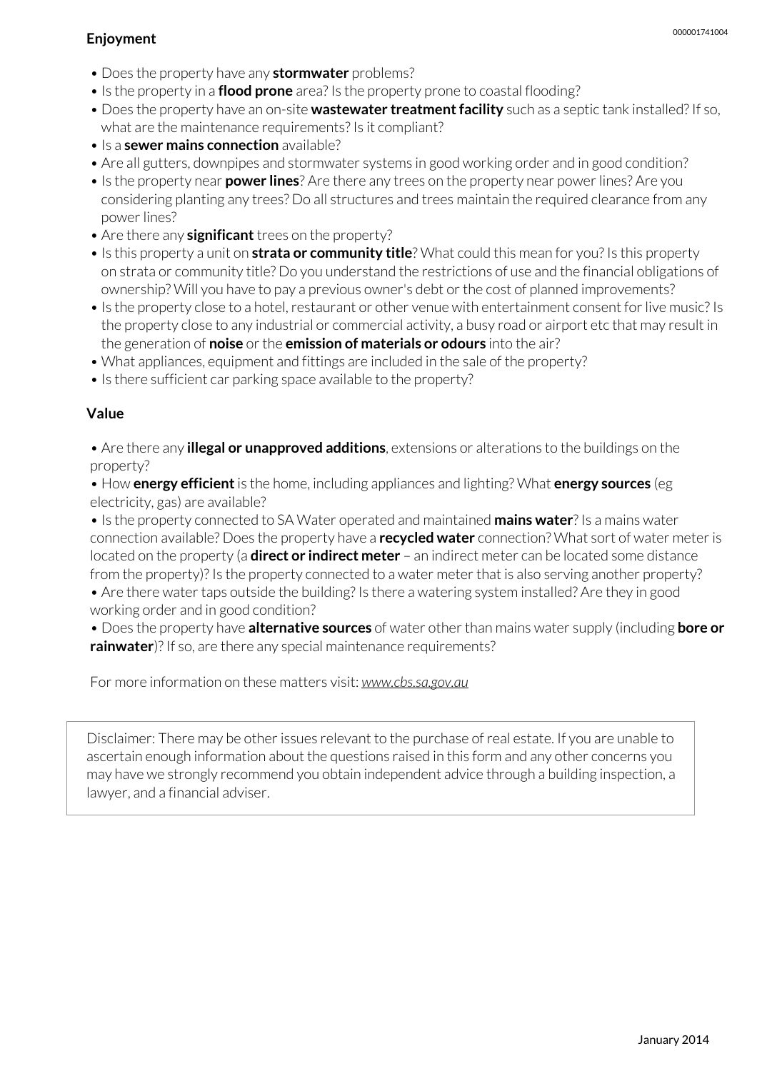## Enjoyment

- Does the property have any **stormwater** problems?
- Is the property in a **flood prone** area? Is the property prone to coastal flooding?
- Does the property have an on-site **wastewater treatment facility** such as a septic tank installed? If so, what are the maintenance requirements? Is it compliant?
- Is a **sewer mains connection** available?
- Are all gutters, downpipes and stormwater systems in good working order and in good condition?
- Is the property near **power lines**? Are there any trees on the property near power lines? Are you considering planting any trees? Do all structures and trees maintain the required clearance from any power lines?
- Are there any **significant** trees on the property?
- Is this property a unit on **strata or community title**? What could this mean for you? Is this property on strata or community title? Do you understand the restrictions of use and the financial obligations of ownership? Will you have to pay a previous owner's debt or the cost of planned improvements?
- Is the property close to a hotel, restaurant or other venue with entertainment consent for live music? Is the property close to any industrial or commercial activity, a busy road or airport etc that may result in the generation of **noise** or the **emission of materials or odours** into the air?
- What appliances, equipment and fittings are included in the sale of the property?
- Is there sufficient car parking space available to the property?

## Value

- Are there any **illegal or unapproved additions**, extensions or alterations to the buildings on the property?
- How **energy efficient** is the home, including appliances and lighting? What **energy sources** (eg electricity, gas) are available?
- Is the property connected to SA Water operated and maintained **mains water**? Is a mains water connection available? Does the property have a **recycled water** connection? What sort of water meter is located on the property (a **direct or indirect meter** – an indirect meter can be located some distance from the property)? Is the property connected to a water meter that is also serving another property?
- Are there water taps outside the building? Is there a watering system installed? Are they in good working order and in good condition?
- Does the property have **alternative sources** of water other than mains water supply (including **bore or rainwater**)? If so, are there any special maintenance requirements?

For more information on these matters visit: *www.cbs.sa.gov.au*

Disclaimer: There may be other issues relevant to the purchase of real estate. If you are unable to ascertain enough information about the questions raised in this form and any other concerns you may have we strongly recommend you obtain independent advice through a building inspection, a lawyer, and a financial adviser.